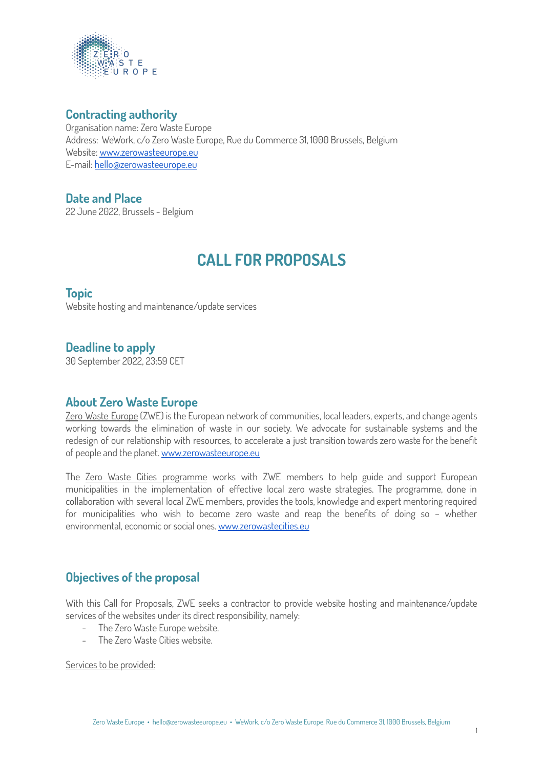## Contracting authority

Organisation name: Zero Waste Europe
Address: WeWork, c/o Zero Waste Europe, Rue du Commerce 31, 1000 Brussels, Belgium
Website: [www.zerowasteeurope.eu](http://www.zerowasteeurope.eu)
E-mail: [hello@zerowasteeurope.eu](mailto:hello@zerowasteeurope.eu)

## Date and Place

22 June 2022, Brussels - Belgium

# CALL FOR PROPOSALS

## Topic

Website hosting and maintenance/update services

## Deadline to apply

30 September 2022, 23:59 CET

## About Zero Waste Europe

Zero Waste Europe (ZWE) is the European network of communities, local leaders, experts, and change agents working towards the elimination of waste in our society. We advocate for sustainable systems and the redesign of our relationship with resources, to accelerate a just transition towards zero waste for the benefit of people and the planet. [www.zerowasteeurope.eu](http://www.zerowasteeurope.eu)

The Zero Waste Cities programme works with ZWE members to help guide and support European municipalities in the implementation of effective local zero waste strategies. The programme, done in collaboration with several local ZWE members, provides the tools, knowledge and expert mentoring required for municipalities who wish to become zero waste and reap the benefits of doing so – whether environmental, economic or social ones. [www.zerowastecities.eu](http://www.zerowastecities.eu)

## Objectives of the proposal

With this Call for Proposals, ZWE seeks a contractor to provide website hosting and maintenance/update services of the websites under its direct responsibility, namely:

- The Zero Waste Europe website.
- The Zero Waste Cities website.

Services to be provided: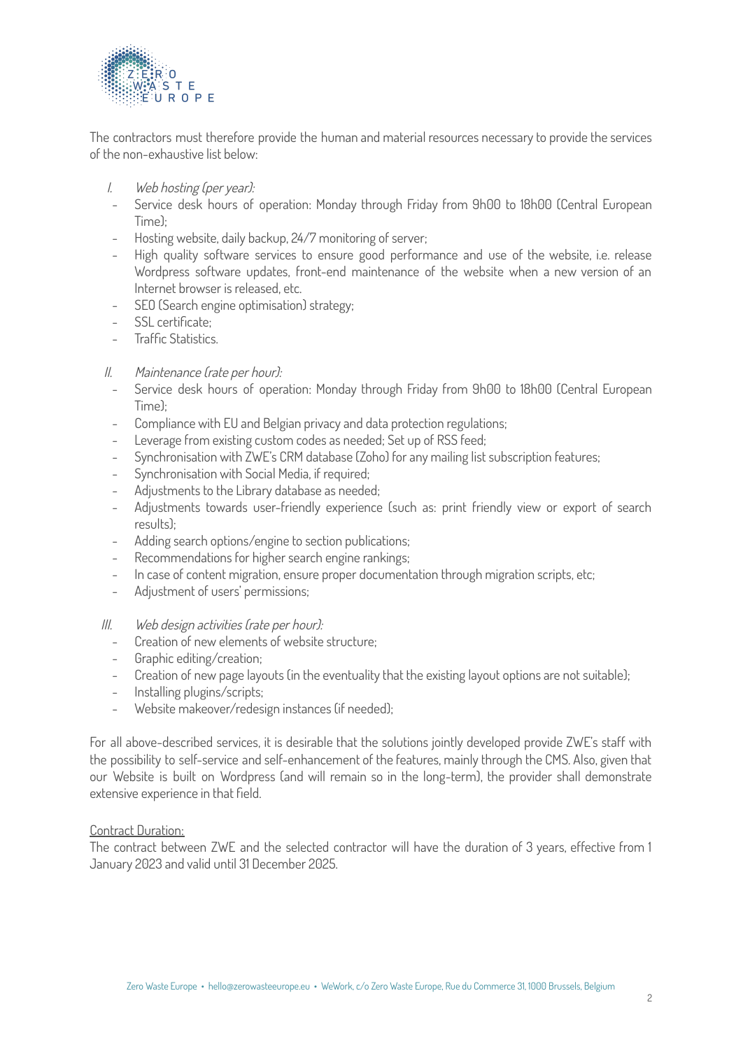The contractors must therefore provide the human and material resources necessary to provide the services of the non-exhaustive list below:

I. *Web hosting (per year):*
   - Service desk hours of operation: Monday through Friday from 9h00 to 18h00 (Central European Time);
   - Hosting website, daily backup, 24/7 monitoring of server;
   - High quality software services to ensure good performance and use of the website, i.e. release Wordpress software updates, front-end maintenance of the website when a new version of an Internet browser is released, etc.
   - SEO (Search engine optimisation) strategy;
   - SSL certificate;
   - Traffic Statistics.

II. *Maintenance (rate per hour):*
   - Service desk hours of operation: Monday through Friday from 9h00 to 18h00 (Central European Time);
   - Compliance with EU and Belgian privacy and data protection regulations;
   - Leverage from existing custom codes as needed; Set up of RSS feed;
   - Synchronisation with ZWE's CRM database (Zoho) for any mailing list subscription features;
   - Synchronisation with Social Media, if required;
   - Adjustments to the Library database as needed;
   - Adjustments towards user-friendly experience (such as: print friendly view or export of search results);
   - Adding search options/engine to section publications;
   - Recommendations for higher search engine rankings;
   - In case of content migration, ensure proper documentation through migration scripts, etc;
   - Adjustment of users' permissions;

III. *Web design activities (rate per hour):*
   - Creation of new elements of website structure;
   - Graphic editing/creation;
   - Creation of new page layouts (in the eventuality that the existing layout options are not suitable);
   - Installing plugins/scripts;
   - Website makeover/redesign instances (if needed);

For all above-described services, it is desirable that the solutions jointly developed provide ZWE's staff with the possibility to self-service and self-enhancement of the features, mainly through the CMS. Also, given that our Website is built on Wordpress (and will remain so in the long-term), the provider shall demonstrate extensive experience in that field.

<u>Contract Duration:</u>

The contract between ZWE and the selected contractor will have the duration of 3 years, effective from 1 January 2023 and valid until 31 December 2025.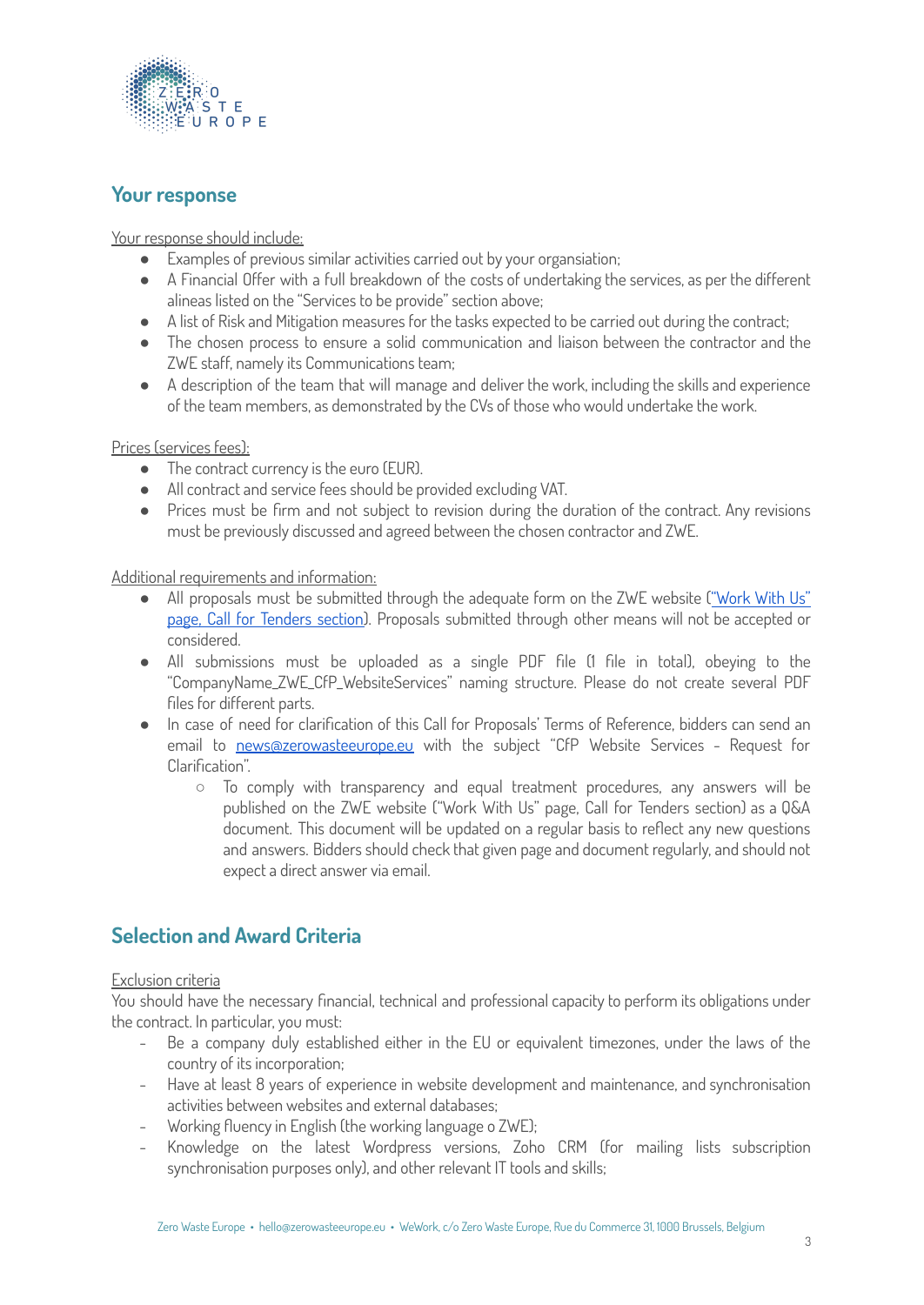## Your response

Your response should include:

- Examples of previous similar activities carried out by your organsiation;
- A Financial Offer with a full breakdown of the costs of undertaking the services, as per the different alineas listed on the "Services to be provide" section above;
- A list of Risk and Mitigation measures for the tasks expected to be carried out during the contract;
- The chosen process to ensure a solid communication and liaison between the contractor and the ZWE staff, namely its Communications team;
- A description of the team that will manage and deliver the work, including the skills and experience of the team members, as demonstrated by the CVs of those who would undertake the work.

Prices (services fees):

- The contract currency is the euro (EUR).
- All contract and service fees should be provided excluding VAT.
- Prices must be firm and not subject to revision during the duration of the contract. Any revisions must be previously discussed and agreed between the chosen contractor and ZWE.

Additional requirements and information:

- All proposals must be submitted through the adequate form on the ZWE website ("Work With Us" page, Call for Tenders section). Proposals submitted through other means will not be accepted or considered.
- All submissions must be uploaded as a single PDF file (1 file in total), obeying to the "CompanyName_ZWE_CfP_WebsiteServices" naming structure. Please do not create several PDF files for different parts.
- In case of need for clarification of this Call for Proposals' Terms of Reference, bidders can send an email to news@zerowasteeurope.eu with the subject "CfP Website Services - Request for Clarification".
  - To comply with transparency and equal treatment procedures, any answers will be published on the ZWE website ("Work With Us" page, Call for Tenders section) as a Q&A document. This document will be updated on a regular basis to reflect any new questions and answers. Bidders should check that given page and document regularly, and should not expect a direct answer via email.

## Selection and Award Criteria

Exclusion criteria

You should have the necessary financial, technical and professional capacity to perform its obligations under the contract. In particular, you must:

- Be a company duly established either in the EU or equivalent timezones, under the laws of the country of its incorporation;
- Have at least 8 years of experience in website development and maintenance, and synchronisation activities between websites and external databases;
- Working fluency in English (the working language o ZWE);
- Knowledge on the latest Wordpress versions, Zoho CRM (for mailing lists subscription synchronisation purposes only), and other relevant IT tools and skills;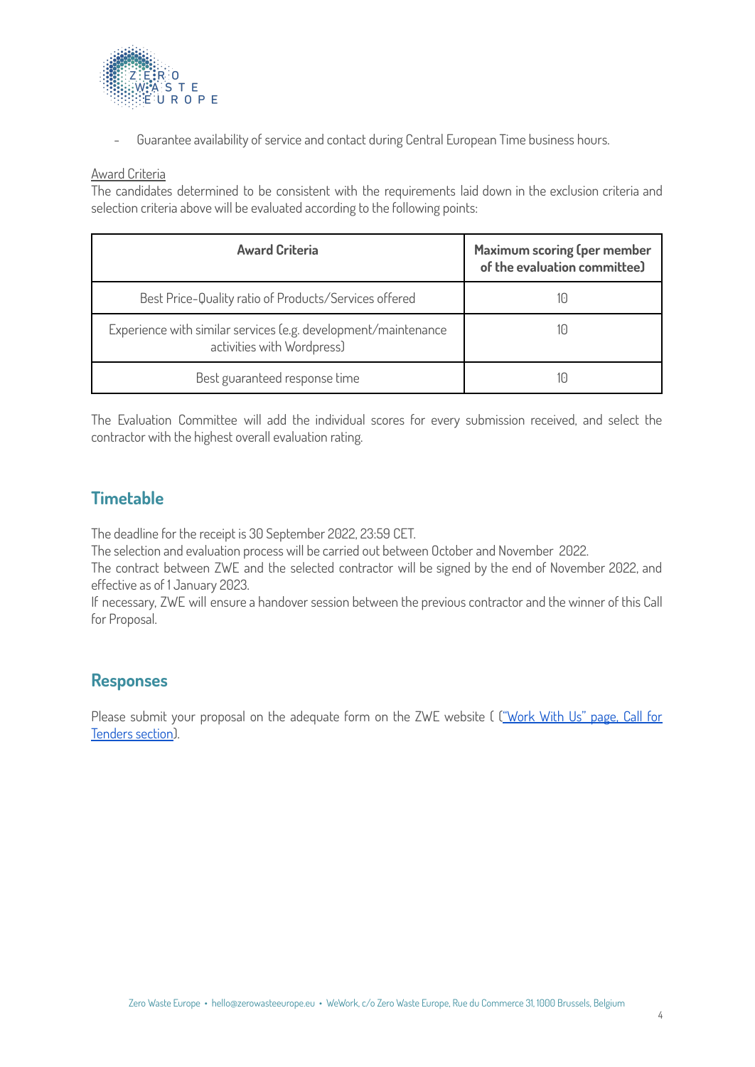- Guarantee availability of service and contact during Central European Time business hours.

Award Criteria

The candidates determined to be consistent with the requirements laid down in the exclusion criteria and selection criteria above will be evaluated according to the following points:

| Award Criteria | Maximum scoring (per member of the evaluation committee) |
|---|---|
| Best Price-Quality ratio of Products/Services offered | 10 |
| Experience with similar services (e.g. development/maintenance activities with Wordpress) | 10 |
| Best guaranteed response time | 10 |

The Evaluation Committee will add the individual scores for every submission received, and select the contractor with the highest overall evaluation rating.

## Timetable

The deadline for the receipt is 30 September 2022, 23:59 CET.
The selection and evaluation process will be carried out between October and November 2022.
The contract between ZWE and the selected contractor will be signed by the end of November 2022, and effective as of 1 January 2023.
If necessary, ZWE will ensure a handover session between the previous contractor and the winner of this Call for Proposal.

## Responses

Please submit your proposal on the adequate form on the ZWE website ( ("Work With Us" page, Call for Tenders section).